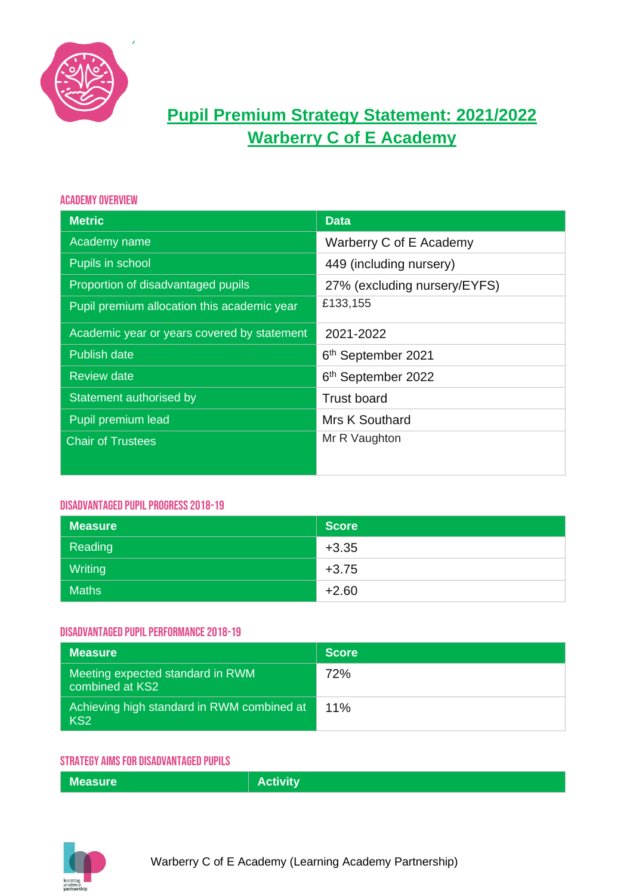# Pupil Premium Strategy Statement: 2021/2022
# Warberry C of E Academy

## ACADEMY OVERVIEW

| Metric | Data |
|---|---|
| Academy name | Warberry C of E Academy |
| Pupils in school | 449 (including nursery) |
| Proportion of disadvantaged pupils | 27% (excluding nursery/EYFS) |
| Pupil premium allocation this academic year | £133,155 |
| Academic year or years covered by statement | 2021-2022 |
| Publish date | 6th September 2021 |
| Review date | 6th September 2022 |
| Statement authorised by | Trust board |
| Pupil premium lead | Mrs K Southard |
| Chair of Trustees | Mr R Vaughton |

## DISADVANTAGED PUPIL PROGRESS 2018-19

| Measure | Score |
|---|---|
| Reading | +3.35 |
| Writing | +3.75 |
| Maths | +2.60 |

## DISADVANTAGED PUPIL PERFORMANCE 2018-19

| Measure | Score |
|---|---|
| Meeting expected standard in RWM combined at KS2 | 72% |
| Achieving high standard in RWM combined at KS2 | 11% |

## STRATEGY AIMS FOR DISADVANTAGED PUPILS

| Measure | Activity |
|---|---|

Warberry C of E Academy (Learning Academy Partnership)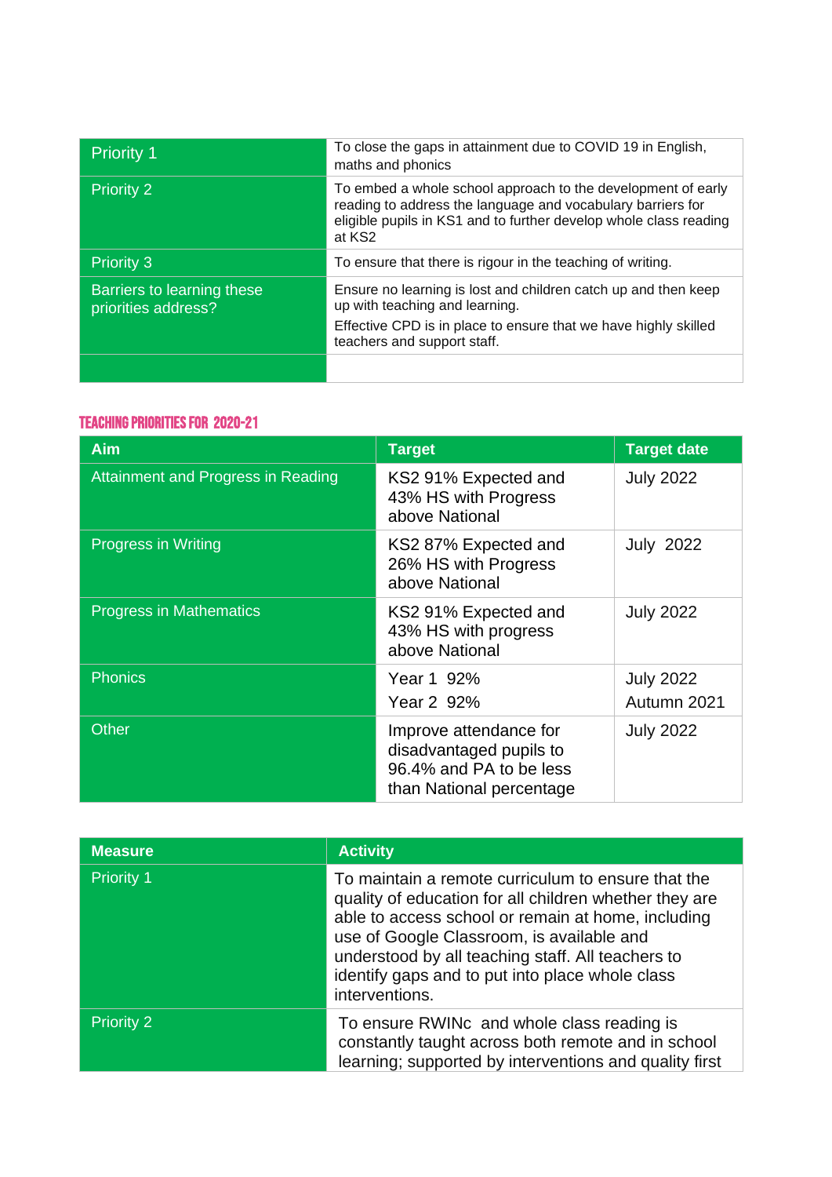| Priority 1 | To close the gaps in attainment due to COVID 19 in English, maths and phonics |
|---|---|
| Priority 2 | To embed a whole school approach to the development of early reading to address the language and vocabulary barriers for eligible pupils in KS1 and to further develop whole class reading at KS2 |
| Priority 3 | To ensure that there is rigour in the teaching of writing. |
| Barriers to learning these priorities address? | Ensure no learning is lost and children catch up and then keep up with teaching and learning.<br>Effective CPD is in place to ensure that we have highly skilled teachers and support staff. |
| | |

## TEACHING PRIORITIES FOR 2020-21

| Aim | Target | Target date |
|---|---|---|
| Attainment and Progress in Reading | KS2 91% Expected and 43% HS with Progress above National | July 2022 |
| Progress in Writing | KS2 87% Expected and 26% HS with Progress above National | July 2022 |
| Progress in Mathematics | KS2 91% Expected and 43% HS with progress above National | July 2022 |
| Phonics | Year 1 92%<br>Year 2 92% | July 2022<br>Autumn 2021 |
| Other | Improve attendance for disadvantaged pupils to 96.4% and PA to be less than National percentage | July 2022 |

| Measure | Activity |
|---|---|
| Priority 1 | To maintain a remote curriculum to ensure that the quality of education for all children whether they are able to access school or remain at home, including use of Google Classroom, is available and understood by all teaching staff. All teachers to identify gaps and to put into place whole class interventions. |
| Priority 2 | To ensure RWINc and whole class reading is constantly taught across both remote and in school learning; supported by interventions and quality first |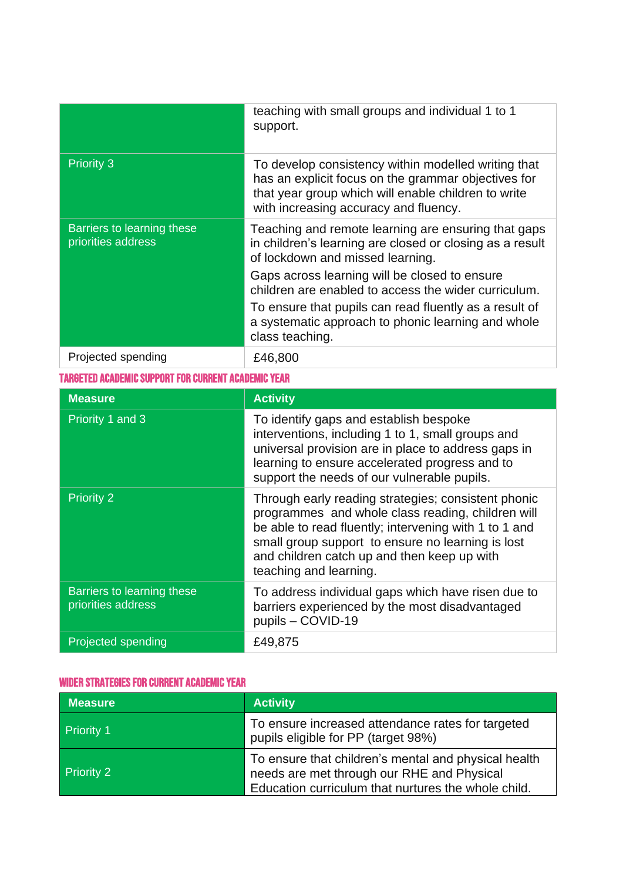|  |  |
| --- | --- |
|  | teaching with small groups and individual 1 to 1 support. |
| Priority 3 | To develop consistency within modelled writing that has an explicit focus on the grammar objectives for that year group which will enable children to write with increasing accuracy and fluency. |
| Barriers to learning these priorities address | Teaching and remote learning are ensuring that gaps in children's learning are closed or closing as a result of lockdown and missed learning.<br>Gaps across learning will be closed to ensure children are enabled to access the wider curriculum.<br>To ensure that pupils can read fluently as a result of a systematic approach to phonic learning and whole class teaching. |
| Projected spending | £46,800 |

## TARGETED ACADEMIC SUPPORT FOR CURRENT ACADEMIC YEAR

| Measure | Activity |
| --- | --- |
| Priority 1 and 3 | To identify gaps and establish bespoke interventions, including 1 to 1, small groups and universal provision are in place to address gaps in learning to ensure accelerated progress and to support the needs of our vulnerable pupils. |
| Priority 2 | Through early reading strategies; consistent phonic programmes and whole class reading, children will be able to read fluently; intervening with 1 to 1 and small group support to ensure no learning is lost and children catch up and then keep up with teaching and learning. |
| Barriers to learning these priorities address | To address individual gaps which have risen due to barriers experienced by the most disadvantaged pupils – COVID-19 |
| Projected spending | £49,875 |

## WIDER STRATEGIES FOR CURRENT ACADEMIC YEAR

| Measure | Activity |
| --- | --- |
| Priority 1 | To ensure increased attendance rates for targeted pupils eligible for PP (target 98%) |
| Priority 2 | To ensure that children's mental and physical health needs are met through our RHE and Physical Education curriculum that nurtures the whole child. |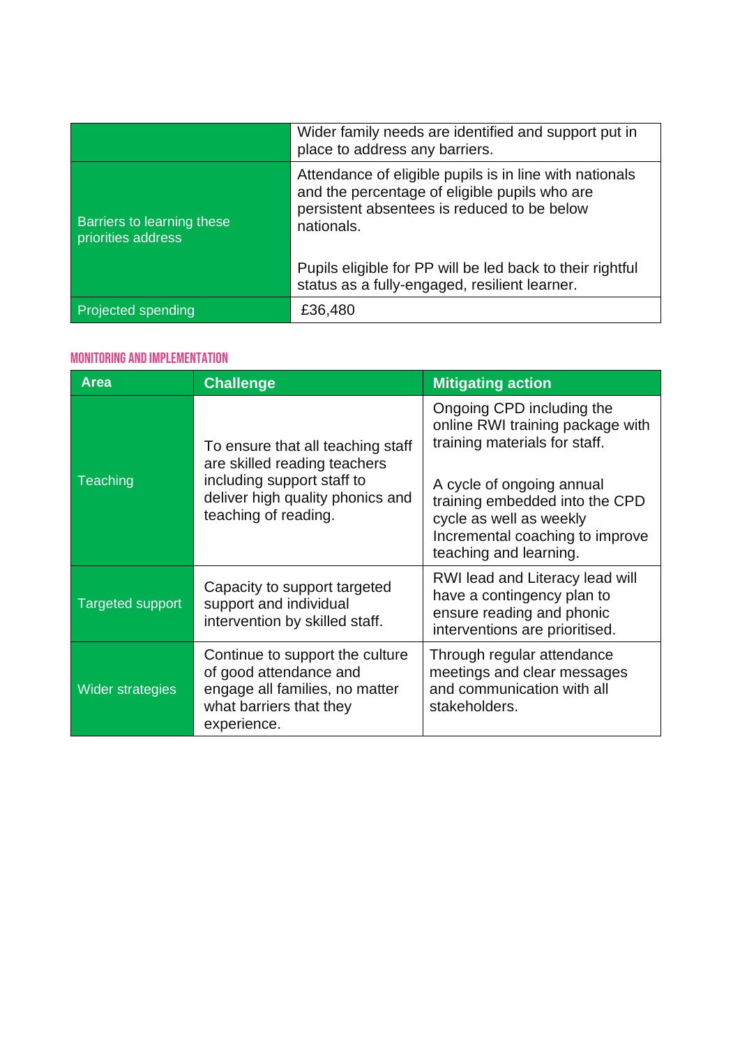| | |
|---|---|
| | Wider family needs are identified and support put in place to address any barriers. |
| Barriers to learning these priorities address | Attendance of eligible pupils is in line with nationals and the percentage of eligible pupils who are persistent absentees is reduced to be below nationals.<br><br>Pupils eligible for PP will be led back to their rightful status as a fully-engaged, resilient learner. |
| Projected spending | £36,480 |

## MONITORING AND IMPLEMENTATION

| Area | Challenge | Mitigating action |
|---|---|---|
| Teaching | To ensure that all teaching staff are skilled reading teachers including support staff to deliver high quality phonics and teaching of reading. | Ongoing CPD including the online RWI training package with training materials for staff.<br><br>A cycle of ongoing annual training embedded into the CPD cycle as well as weekly Incremental coaching to improve teaching and learning. |
| Targeted support | Capacity to support targeted support and individual intervention by skilled staff. | RWI lead and Literacy lead will have a contingency plan to ensure reading and phonic interventions are prioritised. |
| Wider strategies | Continue to support the culture of good attendance and engage all families, no matter what barriers that they experience. | Through regular attendance meetings and clear messages and communication with all stakeholders. |